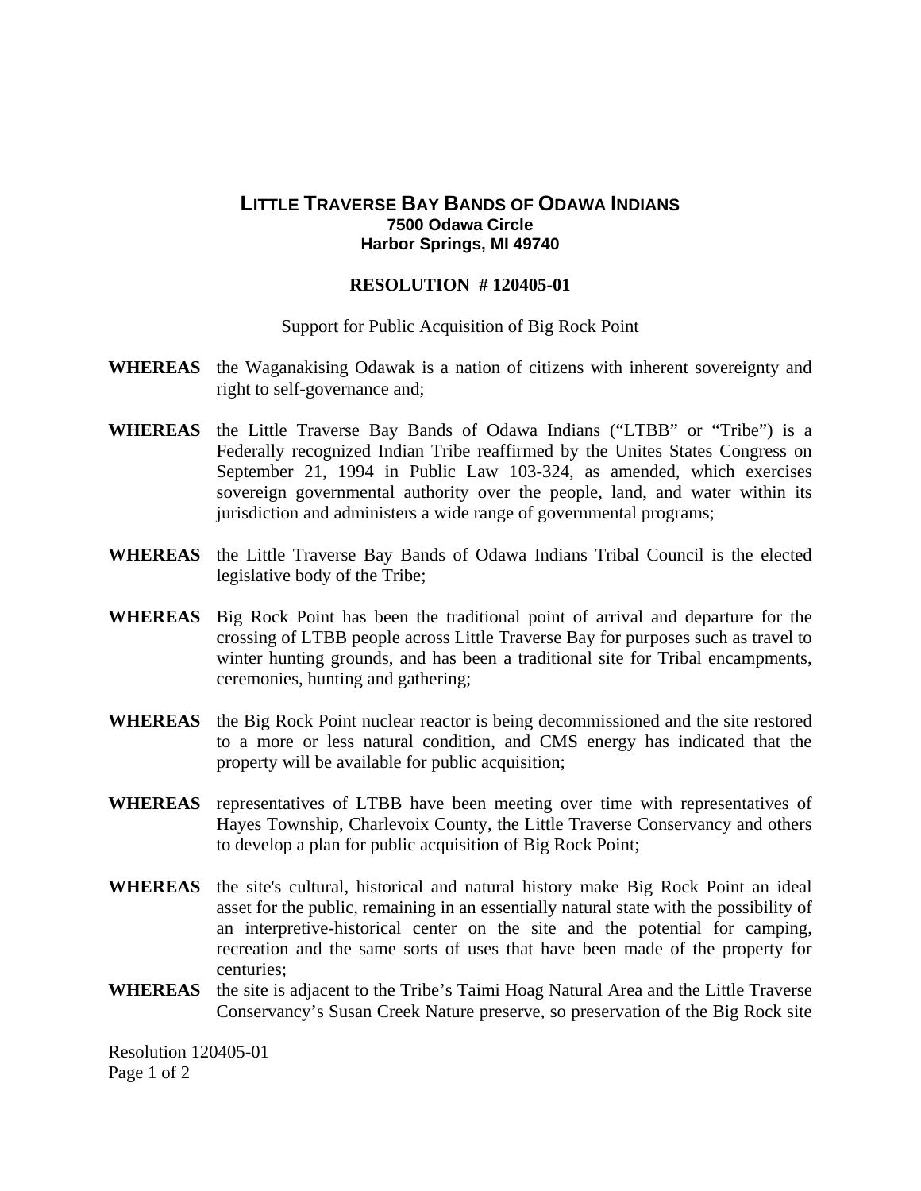# LITTLE TRAVERSE BAY BANDS OF ODAWA INDIANS

**7500 Odawa Circle**
**Harbor Springs, MI 49740**

## RESOLUTION # 120405-01

Support for Public Acquisition of Big Rock Point

**WHEREAS** the Waganakising Odawak is a nation of citizens with inherent sovereignty and right to self-governance and;

**WHEREAS** the Little Traverse Bay Bands of Odawa Indians ("LTBB" or "Tribe") is a Federally recognized Indian Tribe reaffirmed by the Unites States Congress on September 21, 1994 in Public Law 103-324, as amended, which exercises sovereign governmental authority over the people, land, and water within its jurisdiction and administers a wide range of governmental programs;

**WHEREAS** the Little Traverse Bay Bands of Odawa Indians Tribal Council is the elected legislative body of the Tribe;

**WHEREAS** Big Rock Point has been the traditional point of arrival and departure for the crossing of LTBB people across Little Traverse Bay for purposes such as travel to winter hunting grounds, and has been a traditional site for Tribal encampments, ceremonies, hunting and gathering;

**WHEREAS** the Big Rock Point nuclear reactor is being decommissioned and the site restored to a more or less natural condition, and CMS energy has indicated that the property will be available for public acquisition;

**WHEREAS** representatives of LTBB have been meeting over time with representatives of Hayes Township, Charlevoix County, the Little Traverse Conservancy and others to develop a plan for public acquisition of Big Rock Point;

**WHEREAS** the site's cultural, historical and natural history make Big Rock Point an ideal asset for the public, remaining in an essentially natural state with the possibility of an interpretive-historical center on the site and the potential for camping, recreation and the same sorts of uses that have been made of the property for centuries;

**WHEREAS** the site is adjacent to the Tribe's Taimi Hoag Natural Area and the Little Traverse Conservancy's Susan Creek Nature preserve, so preservation of the Big Rock site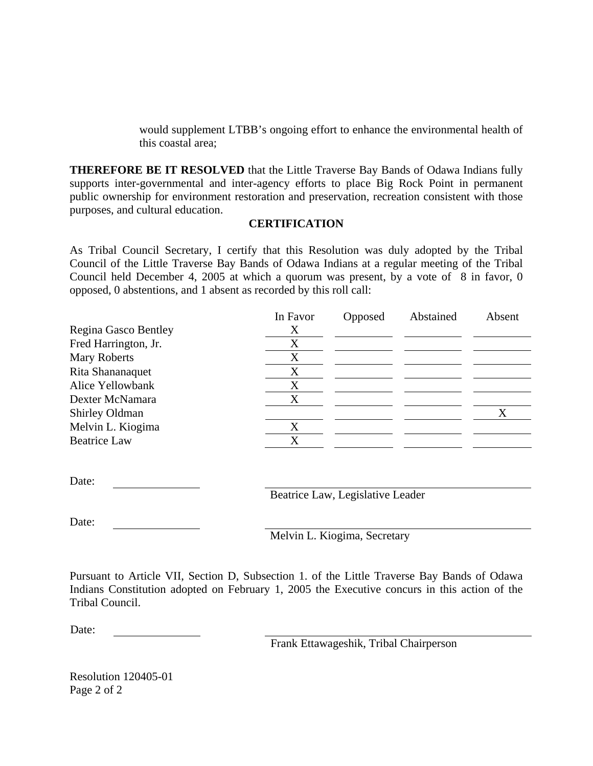would supplement LTBB's ongoing effort to enhance the environmental health of this coastal area;

**THEREFORE BE IT RESOLVED** that the Little Traverse Bay Bands of Odawa Indians fully supports inter-governmental and inter-agency efforts to place Big Rock Point in permanent public ownership for environment restoration and preservation, recreation consistent with those purposes, and cultural education.

**CERTIFICATION**

As Tribal Council Secretary, I certify that this Resolution was duly adopted by the Tribal Council of the Little Traverse Bay Bands of Odawa Indians at a regular meeting of the Tribal Council held December 4, 2005 at which a quorum was present, by a vote of 8 in favor, 0 opposed, 0 abstentions, and 1 absent as recorded by this roll call:

| | In Favor | Opposed | Abstained | Absent |
|---|---|---|---|---|
| Regina Gasco Bentley | X | | | |
| Fred Harrington, Jr. | X | | | |
| Mary Roberts | X | | | |
| Rita Shananaquet | X | | | |
| Alice Yellowbank | X | | | |
| Dexter McNamara | X | | | |
| Shirley Oldman | | | | X |
| Melvin L. Kiogima | X | | | |
| Beatrice Law | X | | | |

Date: ______________ ______________________________
Beatrice Law, Legislative Leader

Date: ______________ ______________________________
Melvin L. Kiogima, Secretary

Pursuant to Article VII, Section D, Subsection 1. of the Little Traverse Bay Bands of Odawa Indians Constitution adopted on February 1, 2005 the Executive concurs in this action of the Tribal Council.

Date: ______________ ______________________________
Frank Ettawageshik, Tribal Chairperson

Resolution 120405-01